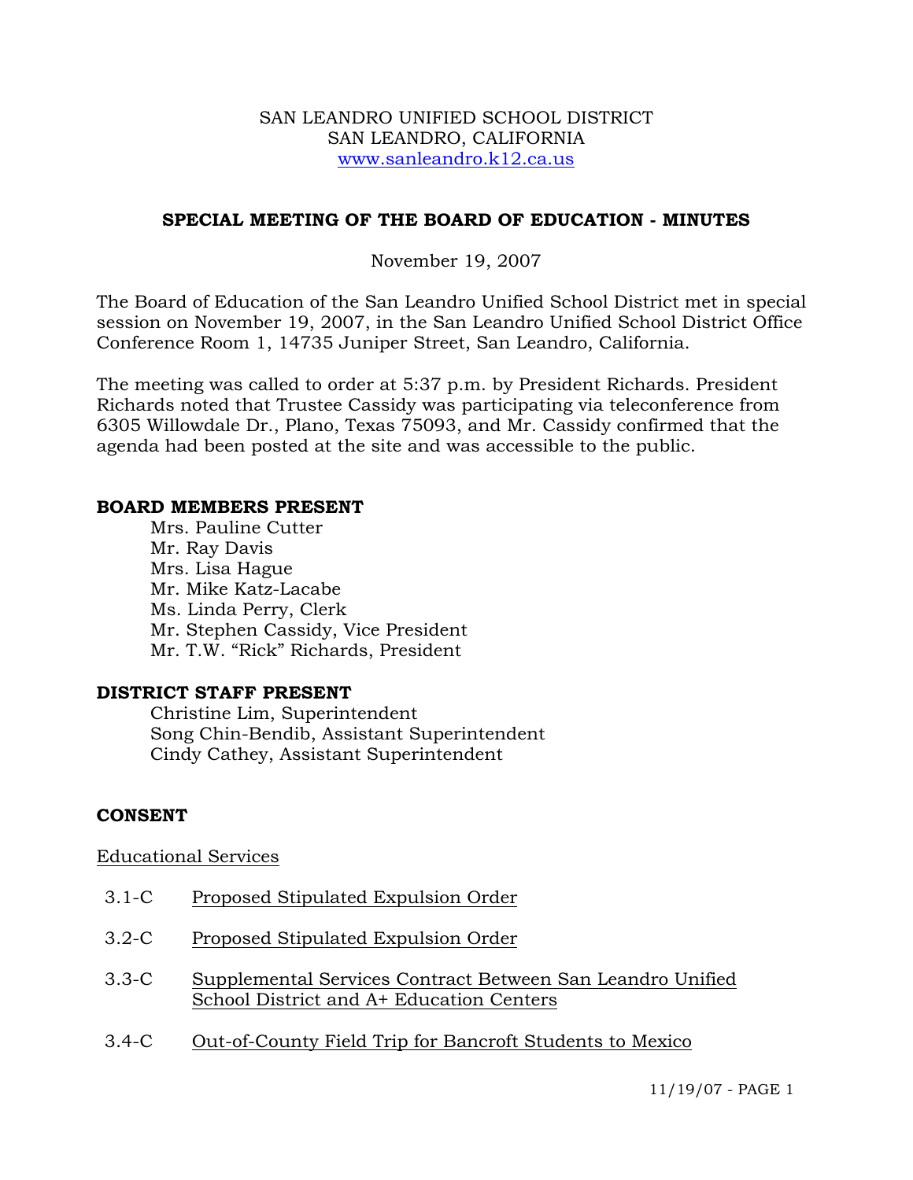SAN LEANDRO UNIFIED SCHOOL DISTRICT
SAN LEANDRO, CALIFORNIA
www.sanleandro.k12.ca.us

## SPECIAL MEETING OF THE BOARD OF EDUCATION - MINUTES

November 19, 2007

The Board of Education of the San Leandro Unified School District met in special session on November 19, 2007, in the San Leandro Unified School District Office Conference Room 1, 14735 Juniper Street, San Leandro, California.

The meeting was called to order at 5:37 p.m. by President Richards. President Richards noted that Trustee Cassidy was participating via teleconference from 6305 Willowdale Dr., Plano, Texas 75093, and Mr. Cassidy confirmed that the agenda had been posted at the site and was accessible to the public.

**BOARD MEMBERS PRESENT**

Mrs. Pauline Cutter
Mr. Ray Davis
Mrs. Lisa Hague
Mr. Mike Katz-Lacabe
Ms. Linda Perry, Clerk
Mr. Stephen Cassidy, Vice President
Mr. T.W. "Rick" Richards, President

**DISTRICT STAFF PRESENT**

Christine Lim, Superintendent
Song Chin-Bendib, Assistant Superintendent
Cindy Cathey, Assistant Superintendent

**CONSENT**

Educational Services

3.1-C Proposed Stipulated Expulsion Order

3.2-C Proposed Stipulated Expulsion Order

3.3-C Supplemental Services Contract Between San Leandro Unified School District and A+ Education Centers

3.4-C Out-of-County Field Trip for Bancroft Students to Mexico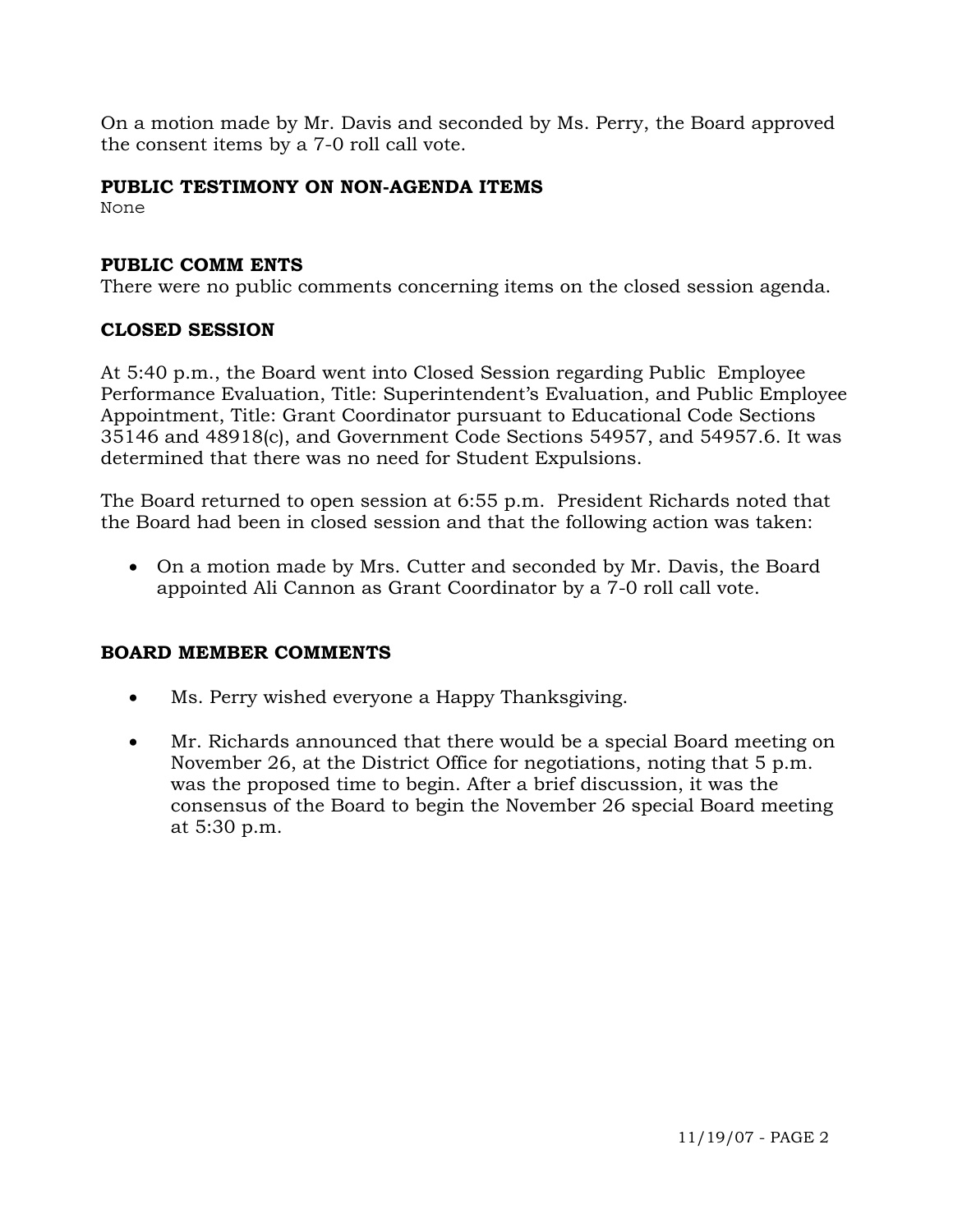On a motion made by Mr. Davis and seconded by Ms. Perry, the Board approved the consent items by a 7-0 roll call vote.

**PUBLIC TESTIMONY ON NON-AGENDA ITEMS**

None

**PUBLIC COMM ENTS**

There were no public comments concerning items on the closed session agenda.

**CLOSED SESSION**

At 5:40 p.m., the Board went into Closed Session regarding Public Employee Performance Evaluation, Title: Superintendent's Evaluation, and Public Employee Appointment, Title: Grant Coordinator pursuant to Educational Code Sections 35146 and 48918(c), and Government Code Sections 54957, and 54957.6. It was determined that there was no need for Student Expulsions.

The Board returned to open session at 6:55 p.m. President Richards noted that the Board had been in closed session and that the following action was taken:

- On a motion made by Mrs. Cutter and seconded by Mr. Davis, the Board appointed Ali Cannon as Grant Coordinator by a 7-0 roll call vote.

**BOARD MEMBER COMMENTS**

- Ms. Perry wished everyone a Happy Thanksgiving.
- Mr. Richards announced that there would be a special Board meeting on November 26, at the District Office for negotiations, noting that 5 p.m. was the proposed time to begin. After a brief discussion, it was the consensus of the Board to begin the November 26 special Board meeting at 5:30 p.m.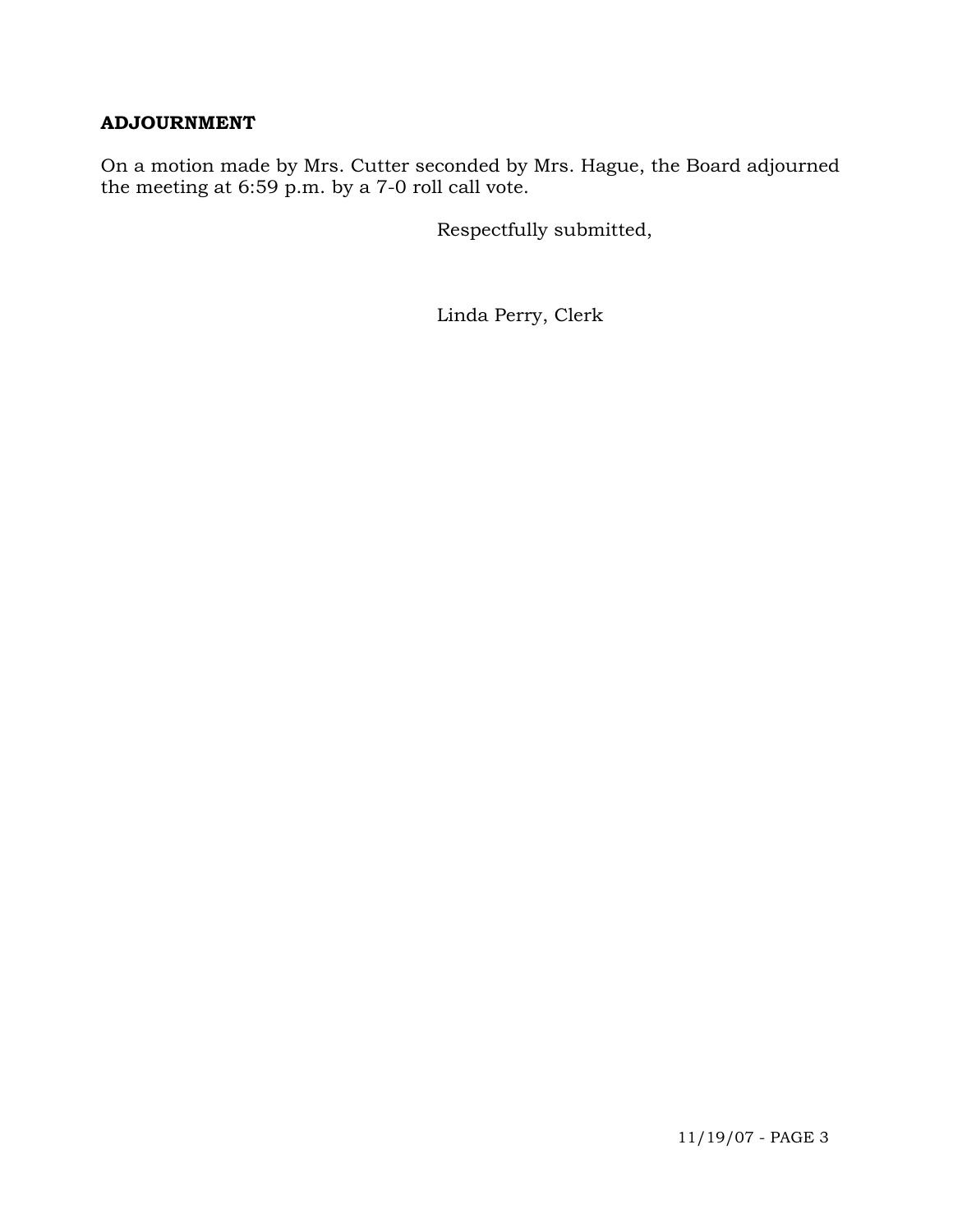**ADJOURNMENT**

On a motion made by Mrs. Cutter seconded by Mrs. Hague, the Board adjourned the meeting at 6:59 p.m. by a 7-0 roll call vote.

Respectfully submitted,

Linda Perry, Clerk